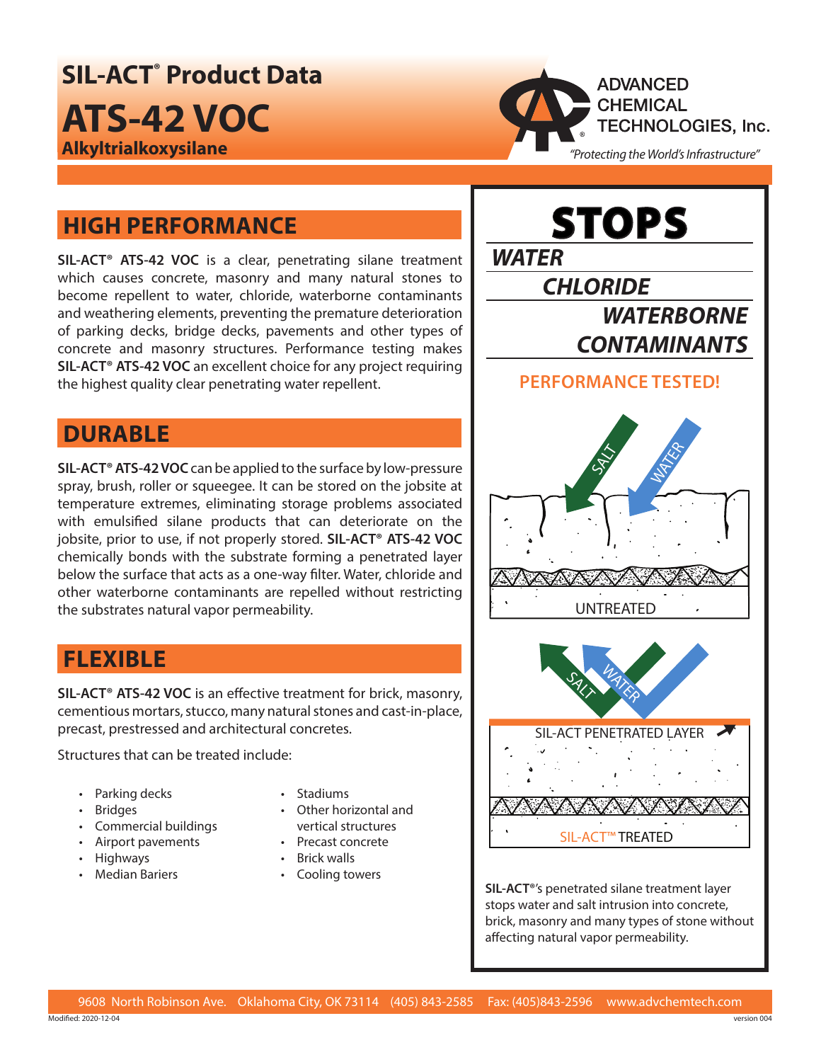# SIL-ACT® Product Data

# ATS-42 VOC

**Alkyltrialkoxysilane**

ADVANCED CHEMICAL TECHNOLOGIES, Inc.

*"Protecting the World's Infrastructure"*

## HIGH PERFORMANCE

**SIL-ACT® ATS-42 VOC** is a clear, penetrating silane treatment which causes concrete, masonry and many natural stones to become repellent to water, chloride, waterborne contaminants and weathering elements, preventing the premature deterioration of parking decks, bridge decks, pavements and other types of concrete and masonry structures. Performance testing makes **SIL-ACT® ATS-42 VOC** an excellent choice for any project requiring the highest quality clear penetrating water repellent.

## DURABLE

**SIL-ACT® ATS-42 VOC** can be applied to the surface by low-pressure spray, brush, roller or squeegee. It can be stored on the jobsite at temperature extremes, eliminating storage problems associated with emulsified silane products that can deteriorate on the jobsite, prior to use, if not properly stored. **SIL-ACT® ATS-42 VOC** chemically bonds with the substrate forming a penetrated layer below the surface that acts as a one-way filter. Water, chloride and other waterborne contaminants are repelled without restricting the substrates natural vapor permeability.

## FLEXIBLE

**SIL-ACT® ATS-42 VOC** is an effective treatment for brick, masonry, cementious mortars, stucco, many natural stones and cast-in-place, precast, prestressed and architectural concretes.

Structures that can be treated include:

- Parking decks
- Bridges
- Commercial buildings
- Airport pavements
- Highways
- Median Bariers
- Stadiums
- Other horizontal and vertical structures
- Precast concrete
- Brick walls
- Cooling towers

# STOPS

***WATER***

***CHLORIDE***

***WATERBORNE CONTAMINANTS***

**PERFORMANCE TESTED!**

SALT WATER

UNTREATED

SALT WATER

SIL-ACT PENETRATED LAYER

SIL-ACT™ TREATED

**SIL-ACT®**'s penetrated silane treatment layer stops water and salt intrusion into concrete, brick, masonry and many types of stone without affecting natural vapor permeability.

9608 North Robinson Ave. Oklahoma City, OK 73114 (405) 843-2585 Fax: (405)843-2596 www.advchemtech.com

Modified: 2020-12-04

version 004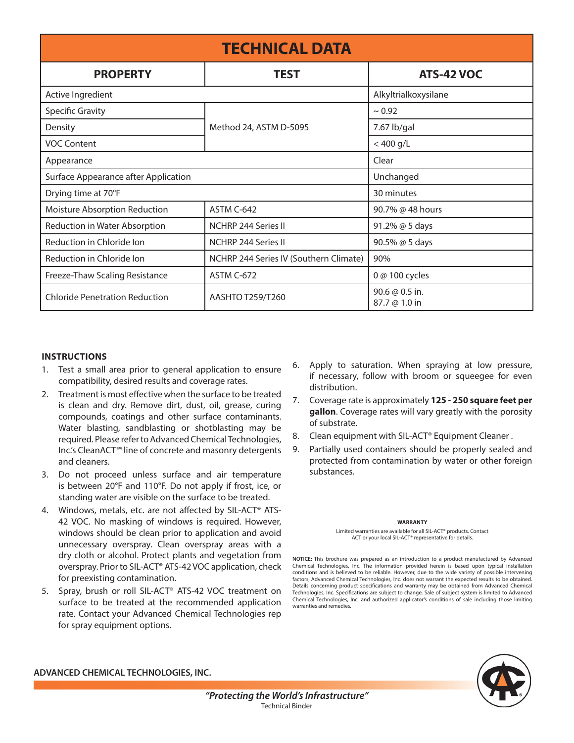# TECHNICAL DATA

| PROPERTY | TEST | ATS-42 VOC |
|---|---|---|
| Active Ingredient | | Alkyltrialkoxysilane |
| Specific Gravity | Method 24, ASTM D-5095 | ~ 0.92 |
| Density | | 7.67 lb/gal |
| VOC Content | | < 400 g/L |
| Appearance | | Clear |
| Surface Appearance after Application | | Unchanged |
| Drying time at 70°F | | 30 minutes |
| Moisture Absorption Reduction | ASTM C-642 | 90.7% @ 48 hours |
| Reduction in Water Absorption | NCHRP 244 Series II | 91.2% @ 5 days |
| Reduction in Chloride Ion | NCHRP 244 Series II | 90.5% @ 5 days |
| Reduction in Chloride Ion | NCHRP 244 Series IV (Southern Climate) | 90% |
| Freeze-Thaw Scaling Resistance | ASTM C-672 | 0 @ 100 cycles |
| Chloride Penetration Reduction | AASHTO T259/T260 | 90.6 @ 0.5 in.<br>87.7 @ 1.0 in |

**INSTRUCTIONS**

1. Test a small area prior to general application to ensure compatibility, desired results and coverage rates.
2. Treatment is most effective when the surface to be treated is clean and dry. Remove dirt, dust, oil, grease, curing compounds, coatings and other surface contaminants. Water blasting, sandblasting or shotblasting may be required. Please refer to Advanced Chemical Technologies, Inc.'s CleanACT™ line of concrete and masonry detergents and cleaners.
3. Do not proceed unless surface and air temperature is between 20°F and 110°F. Do not apply if frost, ice, or standing water are visible on the surface to be treated.
4. Windows, metals, etc. are not affected by SIL-ACT® ATS-42 VOC. No masking of windows is required. However, windows should be clean prior to application and avoid unnecessary overspray. Clean overspray areas with a dry cloth or alcohol. Protect plants and vegetation from overspray. Prior to SIL-ACT® ATS-42 VOC application, check for preexisting contamination.
5. Spray, brush or roll SIL-ACT® ATS-42 VOC treatment on surface to be treated at the recommended application rate. Contact your Advanced Chemical Technologies rep for spray equipment options.
6. Apply to saturation. When spraying at low pressure, if necessary, follow with broom or squeegee for even distribution.
7. Coverage rate is approximately **125 - 250 square feet per gallon**. Coverage rates will vary greatly with the porosity of substrate.
8. Clean equipment with SIL-ACT® Equipment Cleaner .
9. Partially used containers should be properly sealed and protected from contamination by water or other foreign substances.

**WARRANTY**

Limited warranties are available for all SIL-ACT® products. Contact ACT or your local SIL-ACT® representative for details.

**NOTICE:** This brochure was prepared as an introduction to a product manufactured by Advanced Chemical Technologies, Inc. The information provided herein is based upon typical installation conditions and is believed to be reliable. However, due to the wide variety of possible intervening factors, Advanced Chemical Technologies, Inc. does not warrant the expected results to be obtained. Details concerning product specifications and warranty may be obtained from Advanced Chemical Technologies, Inc. Specifications are subject to change. Sale of subject system is limited to Advanced Chemical Technologies, Inc. and authorized applicator's conditions of sale including those limiting warranties and remedies.

**ADVANCED CHEMICAL TECHNOLOGIES, INC.**

*"Protecting the World's Infrastructure"*

Technical Binder